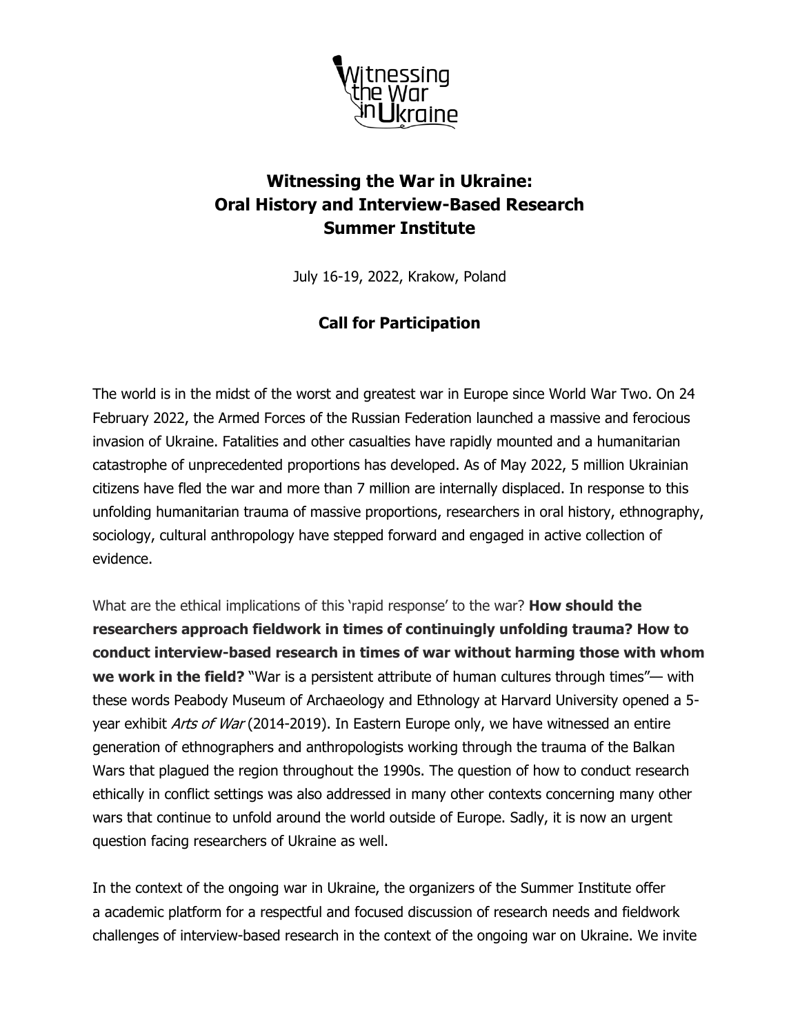# Witnessing the War in Ukraine: Oral History and Interview-Based Research Summer Institute

July 16-19, 2022, Krakow, Poland

## Call for Participation

The world is in the midst of the worst and greatest war in Europe since World War Two. On 24 February 2022, the Armed Forces of the Russian Federation launched a massive and ferocious invasion of Ukraine. Fatalities and other casualties have rapidly mounted and a humanitarian catastrophe of unprecedented proportions has developed. As of May 2022, 5 million Ukrainian citizens have fled the war and more than 7 million are internally displaced. In response to this unfolding humanitarian trauma of massive proportions, researchers in oral history, ethnography, sociology, cultural anthropology have stepped forward and engaged in active collection of evidence.

What are the ethical implications of this 'rapid response' to the war? **How should the researchers approach fieldwork in times of continuingly unfolding trauma? How to conduct interview-based research in times of war without harming those with whom we work in the field?** "War is a persistent attribute of human cultures through times"— with these words Peabody Museum of Archaeology and Ethnology at Harvard University opened a 5-year exhibit *Arts of War* (2014-2019). In Eastern Europe only, we have witnessed an entire generation of ethnographers and anthropologists working through the trauma of the Balkan Wars that plagued the region throughout the 1990s. The question of how to conduct research ethically in conflict settings was also addressed in many other contexts concerning many other wars that continue to unfold around the world outside of Europe. Sadly, it is now an urgent question facing researchers of Ukraine as well.

In the context of the ongoing war in Ukraine, the organizers of the Summer Institute offer a academic platform for a respectful and focused discussion of research needs and fieldwork challenges of interview-based research in the context of the ongoing war on Ukraine. We invite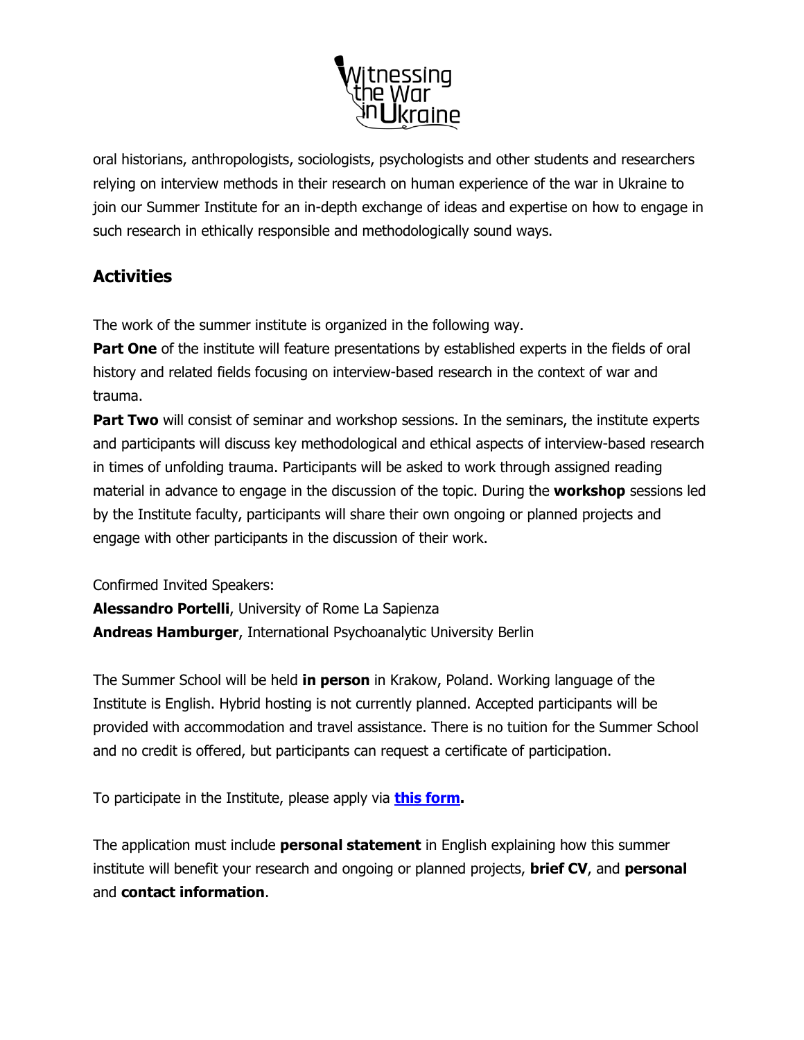oral historians, anthropologists, sociologists, psychologists and other students and researchers relying on interview methods in their research on human experience of the war in Ukraine to join our Summer Institute for an in-depth exchange of ideas and expertise on how to engage in such research in ethically responsible and methodologically sound ways.

## Activities

The work of the summer institute is organized in the following way.

**Part One** of the institute will feature presentations by established experts in the fields of oral history and related fields focusing on interview-based research in the context of war and trauma.

**Part Two** will consist of seminar and workshop sessions. In the seminars, the institute experts and participants will discuss key methodological and ethical aspects of interview-based research in times of unfolding trauma. Participants will be asked to work through assigned reading material in advance to engage in the discussion of the topic. During the **workshop** sessions led by the Institute faculty, participants will share their own ongoing or planned projects and engage with other participants in the discussion of their work.

Confirmed Invited Speakers:
**Alessandro Portelli**, University of Rome La Sapienza
**Andreas Hamburger**, International Psychoanalytic University Berlin

The Summer School will be held **in person** in Krakow, Poland. Working language of the Institute is English. Hybrid hosting is not currently planned. Accepted participants will be provided with accommodation and travel assistance. There is no tuition for the Summer School and no credit is offered, but participants can request a certificate of participation.

To participate in the Institute, please apply via **this form.**

The application must include **personal statement** in English explaining how this summer institute will benefit your research and ongoing or planned projects, **brief CV**, and **personal** and **contact information**.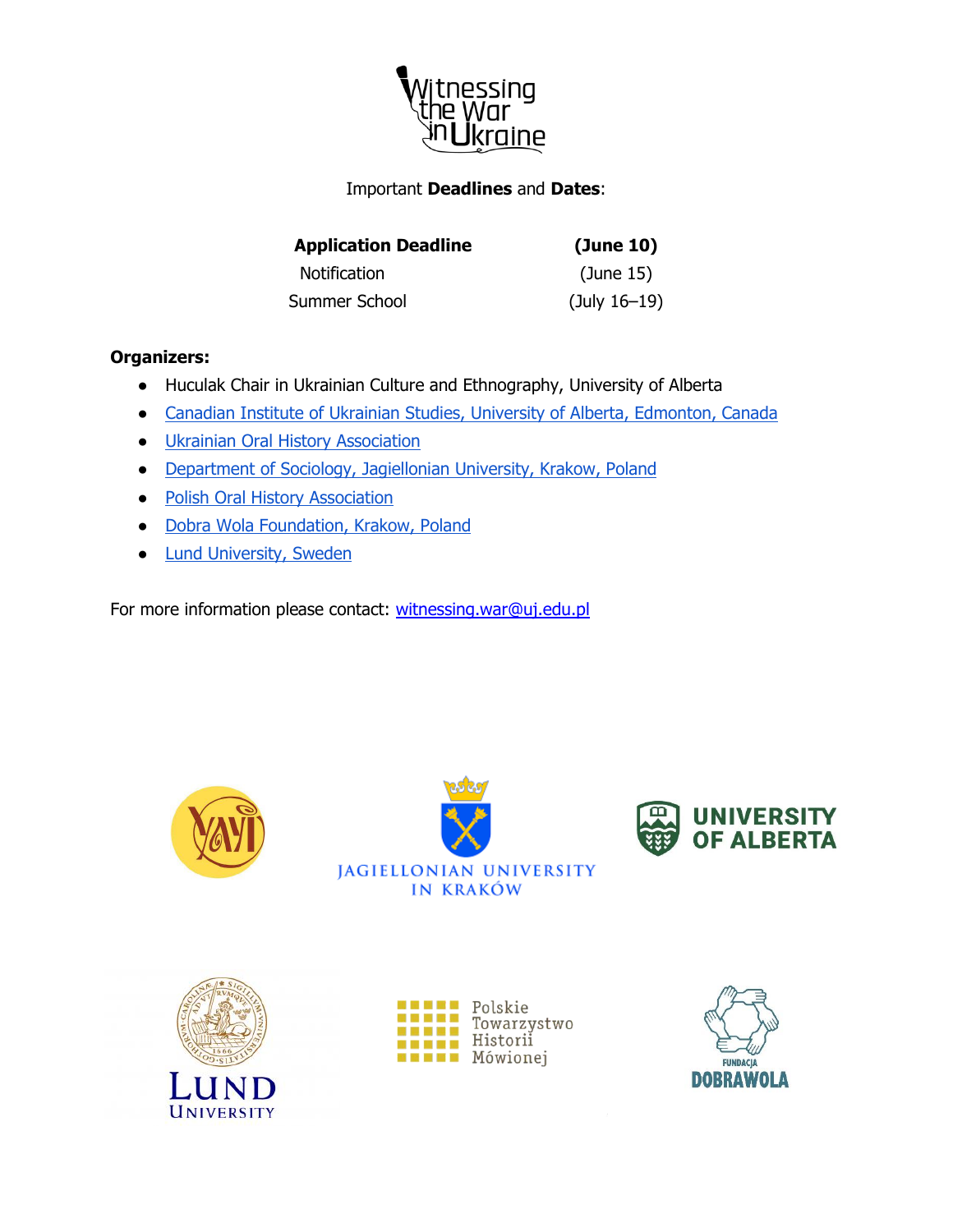Witnessing the War in Ukraine

Important **Deadlines** and **Dates**:

| | |
|---|---|
| **Application Deadline** | **(June 10)** |
| Notification | (June 15) |
| Summer School | (July 16–19) |

**Organizers:**

- Huculak Chair in Ukrainian Culture and Ethnography, University of Alberta
- Canadian Institute of Ukrainian Studies, University of Alberta, Edmonton, Canada
- Ukrainian Oral History Association
- Department of Sociology, Jagiellonian University, Krakow, Poland
- Polish Oral History Association
- Dobra Wola Foundation, Krakow, Poland
- Lund University, Sweden

For more information please contact: witnessing.war@uj.edu.pl